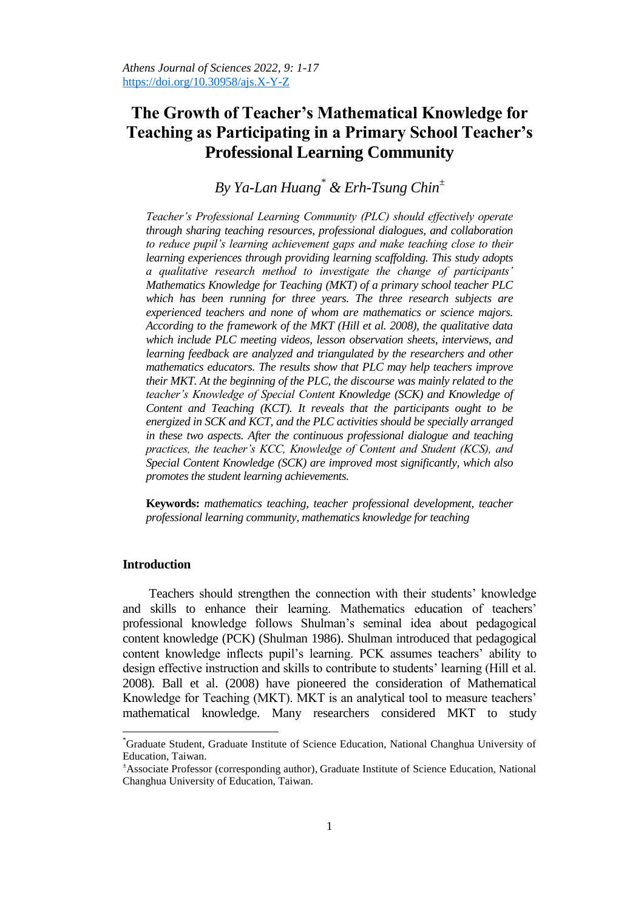Athens Journal of Sciences 2022, 9: 1-17
https://doi.org/10.30958/ajs.X-Y-Z

# The Growth of Teacher's Mathematical Knowledge for Teaching as Participating in a Primary School Teacher's Professional Learning Community

*By Ya-Lan Huang[\*] & Erh-Tsung Chin[±]*

*Teacher's Professional Learning Community (PLC) should effectively operate through sharing teaching resources, professional dialogues, and collaboration to reduce pupil's learning achievement gaps and make teaching close to their learning experiences through providing learning scaffolding. This study adopts a qualitative research method to investigate the change of participants' Mathematics Knowledge for Teaching (MKT) of a primary school teacher PLC which has been running for three years. The three research subjects are experienced teachers and none of whom are mathematics or science majors. According to the framework of the MKT (Hill et al. 2008), the qualitative data which include PLC meeting videos, lesson observation sheets, interviews, and learning feedback are analyzed and triangulated by the researchers and other mathematics educators. The results show that PLC may help teachers improve their MKT. At the beginning of the PLC, the discourse was mainly related to the teacher's Knowledge of Special Content Knowledge (SCK) and Knowledge of Content and Teaching (KCT). It reveals that the participants ought to be energized in SCK and KCT, and the PLC activities should be specially arranged in these two aspects. After the continuous professional dialogue and teaching practices, the teacher's KCC, Knowledge of Content and Student (KCS), and Special Content Knowledge (SCK) are improved most significantly, which also promotes the student learning achievements.*

**Keywords:** *mathematics teaching, teacher professional development, teacher professional learning community, mathematics knowledge for teaching*

## Introduction

Teachers should strengthen the connection with their students' knowledge and skills to enhance their learning. Mathematics education of teachers' professional knowledge follows Shulman's seminal idea about pedagogical content knowledge (PCK) (Shulman 1986). Shulman introduced that pedagogical content knowledge inflects pupil's learning. PCK assumes teachers' ability to design effective instruction and skills to contribute to students' learning (Hill et al. 2008). Ball et al. (2008) have pioneered the consideration of Mathematical Knowledge for Teaching (MKT). MKT is an analytical tool to measure teachers' mathematical knowledge. Many researchers considered MKT to study

---

[\*]Graduate Student, Graduate Institute of Science Education, National Changhua University of Education, Taiwan.

[±]Associate Professor (corresponding author), Graduate Institute of Science Education, National Changhua University of Education, Taiwan.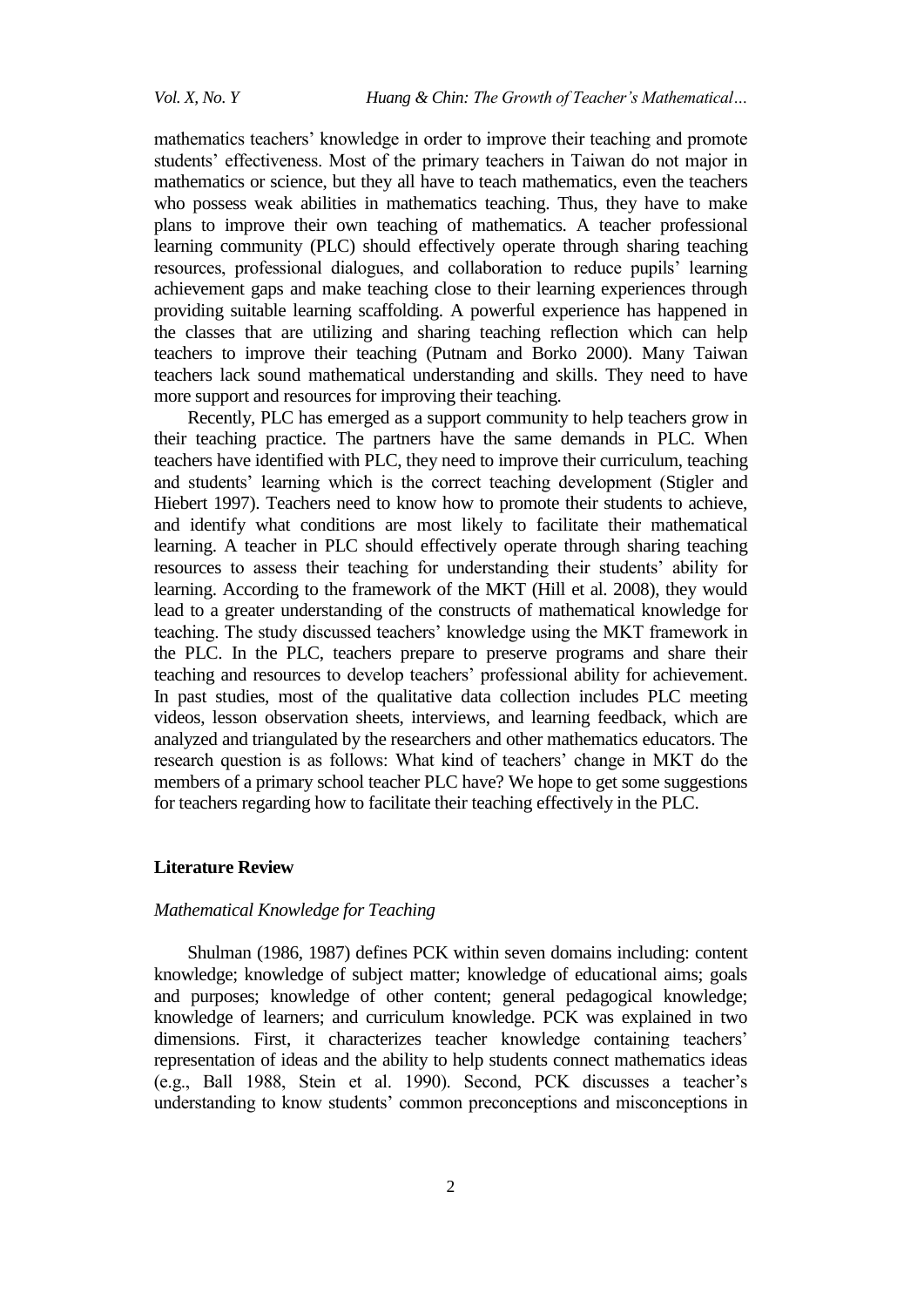mathematics teachers' knowledge in order to improve their teaching and promote students' effectiveness. Most of the primary teachers in Taiwan do not major in mathematics or science, but they all have to teach mathematics, even the teachers who possess weak abilities in mathematics teaching. Thus, they have to make plans to improve their own teaching of mathematics. A teacher professional learning community (PLC) should effectively operate through sharing teaching resources, professional dialogues, and collaboration to reduce pupils' learning achievement gaps and make teaching close to their learning experiences through providing suitable learning scaffolding. A powerful experience has happened in the classes that are utilizing and sharing teaching reflection which can help teachers to improve their teaching (Putnam and Borko 2000). Many Taiwan teachers lack sound mathematical understanding and skills. They need to have more support and resources for improving their teaching.

Recently, PLC has emerged as a support community to help teachers grow in their teaching practice. The partners have the same demands in PLC. When teachers have identified with PLC, they need to improve their curriculum, teaching and students' learning which is the correct teaching development (Stigler and Hiebert 1997). Teachers need to know how to promote their students to achieve, and identify what conditions are most likely to facilitate their mathematical learning. A teacher in PLC should effectively operate through sharing teaching resources to assess their teaching for understanding their students' ability for learning. According to the framework of the MKT (Hill et al. 2008), they would lead to a greater understanding of the constructs of mathematical knowledge for teaching. The study discussed teachers' knowledge using the MKT framework in the PLC. In the PLC, teachers prepare to preserve programs and share their teaching and resources to develop teachers' professional ability for achievement. In past studies, most of the qualitative data collection includes PLC meeting videos, lesson observation sheets, interviews, and learning feedback, which are analyzed and triangulated by the researchers and other mathematics educators. The research question is as follows: What kind of teachers' change in MKT do the members of a primary school teacher PLC have? We hope to get some suggestions for teachers regarding how to facilitate their teaching effectively in the PLC.

## Literature Review

### *Mathematical Knowledge for Teaching*

Shulman (1986, 1987) defines PCK within seven domains including: content knowledge; knowledge of subject matter; knowledge of educational aims; goals and purposes; knowledge of other content; general pedagogical knowledge; knowledge of learners; and curriculum knowledge. PCK was explained in two dimensions. First, it characterizes teacher knowledge containing teachers' representation of ideas and the ability to help students connect mathematics ideas (e.g., Ball 1988, Stein et al. 1990). Second, PCK discusses a teacher's understanding to know students' common preconceptions and misconceptions in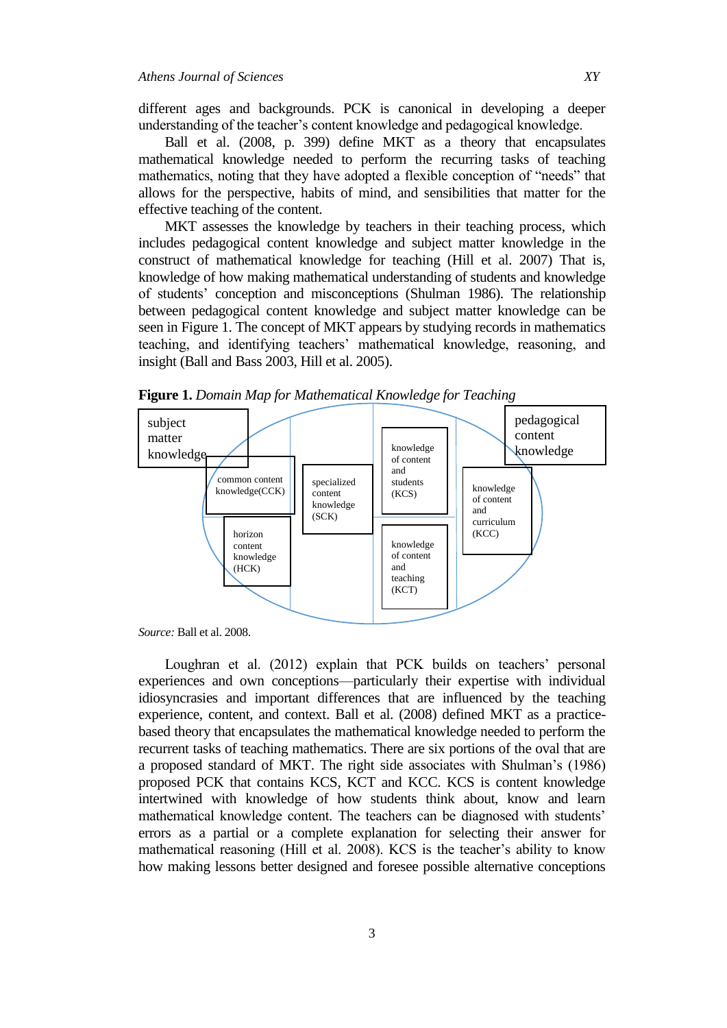different ages and backgrounds. PCK is canonical in developing a deeper understanding of the teacher's content knowledge and pedagogical knowledge.

Ball et al. (2008, p. 399) define MKT as a theory that encapsulates mathematical knowledge needed to perform the recurring tasks of teaching mathematics, noting that they have adopted a flexible conception of "needs" that allows for the perspective, habits of mind, and sensibilities that matter for the effective teaching of the content.

MKT assesses the knowledge by teachers in their teaching process, which includes pedagogical content knowledge and subject matter knowledge in the construct of mathematical knowledge for teaching (Hill et al. 2007) That is, knowledge of how making mathematical understanding of students and knowledge of students' conception and misconceptions (Shulman 1986). The relationship between pedagogical content knowledge and subject matter knowledge can be seen in Figure 1. The concept of MKT appears by studying records in mathematics teaching, and identifying teachers' mathematical knowledge, reasoning, and insight (Ball and Bass 2003, Hill et al. 2005).

**Figure 1.** *Domain Map for Mathematical Knowledge for Teaching*

subject matter knowledge

common content knowledge(CCK)

horizon content knowledge (HCK)

specialized content knowledge (SCK)

knowledge of content and students (KCS)

knowledge of content and teaching (KCT)

pedagogical content knowledge

knowledge of content and curriculum (KCC)

*Source:* Ball et al. 2008.

Loughran et al. (2012) explain that PCK builds on teachers' personal experiences and own conceptions—particularly their expertise with individual idiosyncrasies and important differences that are influenced by the teaching experience, content, and context. Ball et al. (2008) defined MKT as a practice-based theory that encapsulates the mathematical knowledge needed to perform the recurrent tasks of teaching mathematics. There are six portions of the oval that are a proposed standard of MKT. The right side associates with Shulman's (1986) proposed PCK that contains KCS, KCT and KCC. KCS is content knowledge intertwined with knowledge of how students think about, know and learn mathematical knowledge content. The teachers can be diagnosed with students' errors as a partial or a complete explanation for selecting their answer for mathematical reasoning (Hill et al. 2008). KCS is the teacher's ability to know how making lessons better designed and foresee possible alternative conceptions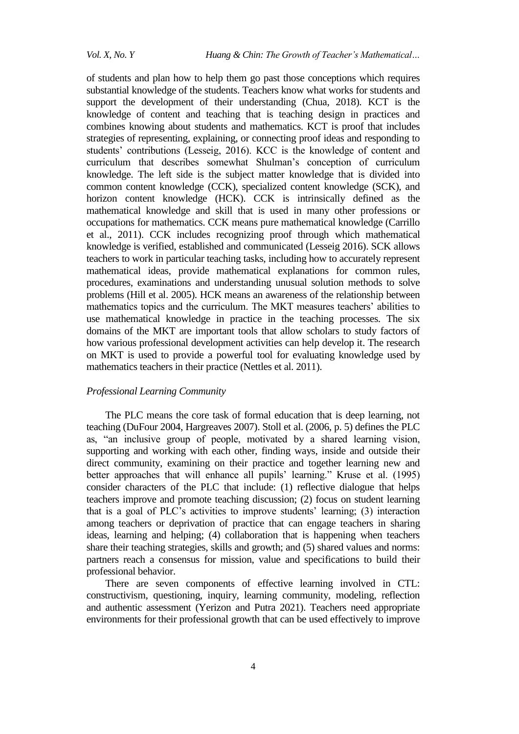of students and plan how to help them go past those conceptions which requires substantial knowledge of the students. Teachers know what works for students and support the development of their understanding (Chua, 2018). KCT is the knowledge of content and teaching that is teaching design in practices and combines knowing about students and mathematics. KCT is proof that includes strategies of representing, explaining, or connecting proof ideas and responding to students' contributions (Lesseig, 2016). KCC is the knowledge of content and curriculum that describes somewhat Shulman's conception of curriculum knowledge. The left side is the subject matter knowledge that is divided into common content knowledge (CCK), specialized content knowledge (SCK), and horizon content knowledge (HCK). CCK is intrinsically defined as the mathematical knowledge and skill that is used in many other professions or occupations for mathematics. CCK means pure mathematical knowledge (Carrillo et al., 2011). CCK includes recognizing proof through which mathematical knowledge is verified, established and communicated (Lesseig 2016). SCK allows teachers to work in particular teaching tasks, including how to accurately represent mathematical ideas, provide mathematical explanations for common rules, procedures, examinations and understanding unusual solution methods to solve problems (Hill et al. 2005). HCK means an awareness of the relationship between mathematics topics and the curriculum. The MKT measures teachers' abilities to use mathematical knowledge in practice in the teaching processes. The six domains of the MKT are important tools that allow scholars to study factors of how various professional development activities can help develop it. The research on MKT is used to provide a powerful tool for evaluating knowledge used by mathematics teachers in their practice (Nettles et al. 2011).

### *Professional Learning Community*

The PLC means the core task of formal education that is deep learning, not teaching (DuFour 2004, Hargreaves 2007). Stoll et al. (2006, p. 5) defines the PLC as, "an inclusive group of people, motivated by a shared learning vision, supporting and working with each other, finding ways, inside and outside their direct community, examining on their practice and together learning new and better approaches that will enhance all pupils' learning." Kruse et al. (1995) consider characters of the PLC that include: (1) reflective dialogue that helps teachers improve and promote teaching discussion; (2) focus on student learning that is a goal of PLC's activities to improve students' learning; (3) interaction among teachers or deprivation of practice that can engage teachers in sharing ideas, learning and helping; (4) collaboration that is happening when teachers share their teaching strategies, skills and growth; and (5) shared values and norms: partners reach a consensus for mission, value and specifications to build their professional behavior.

There are seven components of effective learning involved in CTL: constructivism, questioning, inquiry, learning community, modeling, reflection and authentic assessment (Yerizon and Putra 2021). Teachers need appropriate environments for their professional growth that can be used effectively to improve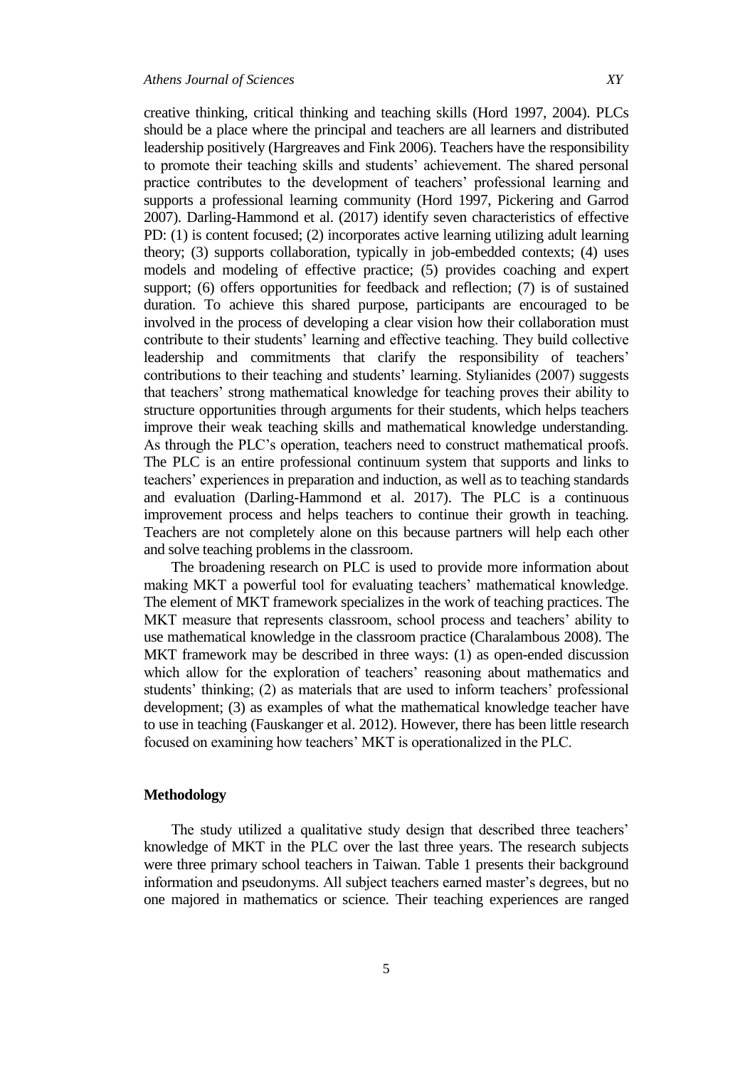creative thinking, critical thinking and teaching skills (Hord 1997, 2004). PLCs should be a place where the principal and teachers are all learners and distributed leadership positively (Hargreaves and Fink 2006). Teachers have the responsibility to promote their teaching skills and students' achievement. The shared personal practice contributes to the development of teachers' professional learning and supports a professional learning community (Hord 1997, Pickering and Garrod 2007). Darling-Hammond et al. (2017) identify seven characteristics of effective PD: (1) is content focused; (2) incorporates active learning utilizing adult learning theory; (3) supports collaboration, typically in job-embedded contexts; (4) uses models and modeling of effective practice; (5) provides coaching and expert support; (6) offers opportunities for feedback and reflection; (7) is of sustained duration. To achieve this shared purpose, participants are encouraged to be involved in the process of developing a clear vision how their collaboration must contribute to their students' learning and effective teaching. They build collective leadership and commitments that clarify the responsibility of teachers' contributions to their teaching and students' learning. Stylianides (2007) suggests that teachers' strong mathematical knowledge for teaching proves their ability to structure opportunities through arguments for their students, which helps teachers improve their weak teaching skills and mathematical knowledge understanding. As through the PLC's operation, teachers need to construct mathematical proofs. The PLC is an entire professional continuum system that supports and links to teachers' experiences in preparation and induction, as well as to teaching standards and evaluation (Darling-Hammond et al. 2017). The PLC is a continuous improvement process and helps teachers to continue their growth in teaching. Teachers are not completely alone on this because partners will help each other and solve teaching problems in the classroom.

The broadening research on PLC is used to provide more information about making MKT a powerful tool for evaluating teachers' mathematical knowledge. The element of MKT framework specializes in the work of teaching practices. The MKT measure that represents classroom, school process and teachers' ability to use mathematical knowledge in the classroom practice (Charalambous 2008). The MKT framework may be described in three ways: (1) as open-ended discussion which allow for the exploration of teachers' reasoning about mathematics and students' thinking; (2) as materials that are used to inform teachers' professional development; (3) as examples of what the mathematical knowledge teacher have to use in teaching (Fauskanger et al. 2012). However, there has been little research focused on examining how teachers' MKT is operationalized in the PLC.

## Methodology

The study utilized a qualitative study design that described three teachers' knowledge of MKT in the PLC over the last three years. The research subjects were three primary school teachers in Taiwan. Table 1 presents their background information and pseudonyms. All subject teachers earned master's degrees, but no one majored in mathematics or science. Their teaching experiences are ranged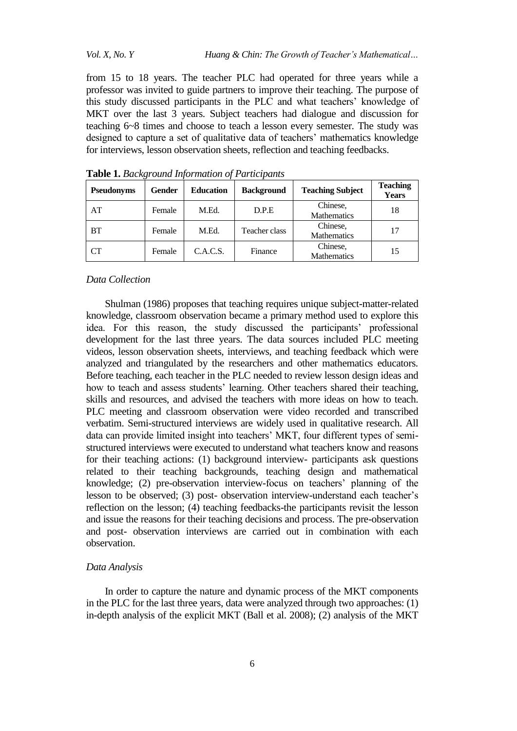from 15 to 18 years. The teacher PLC had operated for three years while a professor was invited to guide partners to improve their teaching. The purpose of this study discussed participants in the PLC and what teachers' knowledge of MKT over the last 3 years. Subject teachers had dialogue and discussion for teaching 6~8 times and choose to teach a lesson every semester. The study was designed to capture a set of qualitative data of teachers' mathematics knowledge for interviews, lesson observation sheets, reflection and teaching feedbacks.

**Table 1.** *Background Information of Participants*

| Pseudonyms | Gender | Education | Background | Teaching Subject | Teaching Years |
|---|---|---|---|---|---|
| AT | Female | M.Ed. | D.P.E | Chinese, Mathematics | 18 |
| BT | Female | M.Ed. | Teacher class | Chinese, Mathematics | 17 |
| CT | Female | C.A.C.S. | Finance | Chinese, Mathematics | 15 |

### *Data Collection*

Shulman (1986) proposes that teaching requires unique subject-matter-related knowledge, classroom observation became a primary method used to explore this idea. For this reason, the study discussed the participants' professional development for the last three years. The data sources included PLC meeting videos, lesson observation sheets, interviews, and teaching feedback which were analyzed and triangulated by the researchers and other mathematics educators. Before teaching, each teacher in the PLC needed to review lesson design ideas and how to teach and assess students' learning. Other teachers shared their teaching, skills and resources, and advised the teachers with more ideas on how to teach. PLC meeting and classroom observation were video recorded and transcribed verbatim. Semi-structured interviews are widely used in qualitative research. All data can provide limited insight into teachers' MKT, four different types of semi-structured interviews were executed to understand what teachers know and reasons for their teaching actions: (1) background interview- participants ask questions related to their teaching backgrounds, teaching design and mathematical knowledge; (2) pre-observation interview-focus on teachers' planning of the lesson to be observed; (3) post- observation interview-understand each teacher's reflection on the lesson; (4) teaching feedbacks-the participants revisit the lesson and issue the reasons for their teaching decisions and process. The pre-observation and post- observation interviews are carried out in combination with each observation.

### *Data Analysis*

In order to capture the nature and dynamic process of the MKT components in the PLC for the last three years, data were analyzed through two approaches: (1) in-depth analysis of the explicit MKT (Ball et al. 2008); (2) analysis of the MKT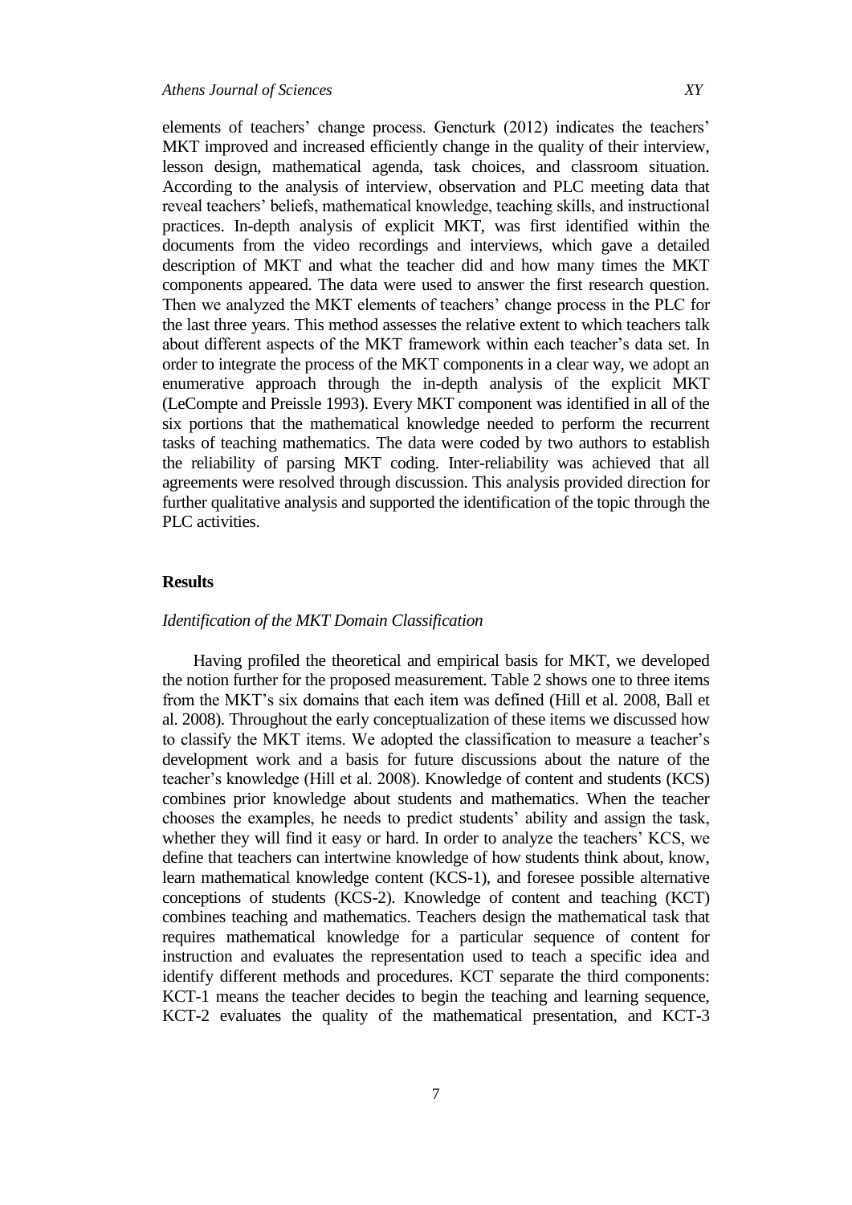elements of teachers' change process. Gencturk (2012) indicates the teachers' MKT improved and increased efficiently change in the quality of their interview, lesson design, mathematical agenda, task choices, and classroom situation. According to the analysis of interview, observation and PLC meeting data that reveal teachers' beliefs, mathematical knowledge, teaching skills, and instructional practices. In-depth analysis of explicit MKT, was first identified within the documents from the video recordings and interviews, which gave a detailed description of MKT and what the teacher did and how many times the MKT components appeared. The data were used to answer the first research question. Then we analyzed the MKT elements of teachers' change process in the PLC for the last three years. This method assesses the relative extent to which teachers talk about different aspects of the MKT framework within each teacher's data set. In order to integrate the process of the MKT components in a clear way, we adopt an enumerative approach through the in-depth analysis of the explicit MKT (LeCompte and Preissle 1993). Every MKT component was identified in all of the six portions that the mathematical knowledge needed to perform the recurrent tasks of teaching mathematics. The data were coded by two authors to establish the reliability of parsing MKT coding. Inter-reliability was achieved that all agreements were resolved through discussion. This analysis provided direction for further qualitative analysis and supported the identification of the topic through the PLC activities.

## Results

### *Identification of the MKT Domain Classification*

Having profiled the theoretical and empirical basis for MKT, we developed the notion further for the proposed measurement. Table 2 shows one to three items from the MKT's six domains that each item was defined (Hill et al. 2008, Ball et al. 2008). Throughout the early conceptualization of these items we discussed how to classify the MKT items. We adopted the classification to measure a teacher's development work and a basis for future discussions about the nature of the teacher's knowledge (Hill et al. 2008). Knowledge of content and students (KCS) combines prior knowledge about students and mathematics. When the teacher chooses the examples, he needs to predict students' ability and assign the task, whether they will find it easy or hard. In order to analyze the teachers' KCS, we define that teachers can intertwine knowledge of how students think about, know, learn mathematical knowledge content (KCS-1), and foresee possible alternative conceptions of students (KCS-2). Knowledge of content and teaching (KCT) combines teaching and mathematics. Teachers design the mathematical task that requires mathematical knowledge for a particular sequence of content for instruction and evaluates the representation used to teach a specific idea and identify different methods and procedures. KCT separate the third components: KCT-1 means the teacher decides to begin the teaching and learning sequence, KCT-2 evaluates the quality of the mathematical presentation, and KCT-3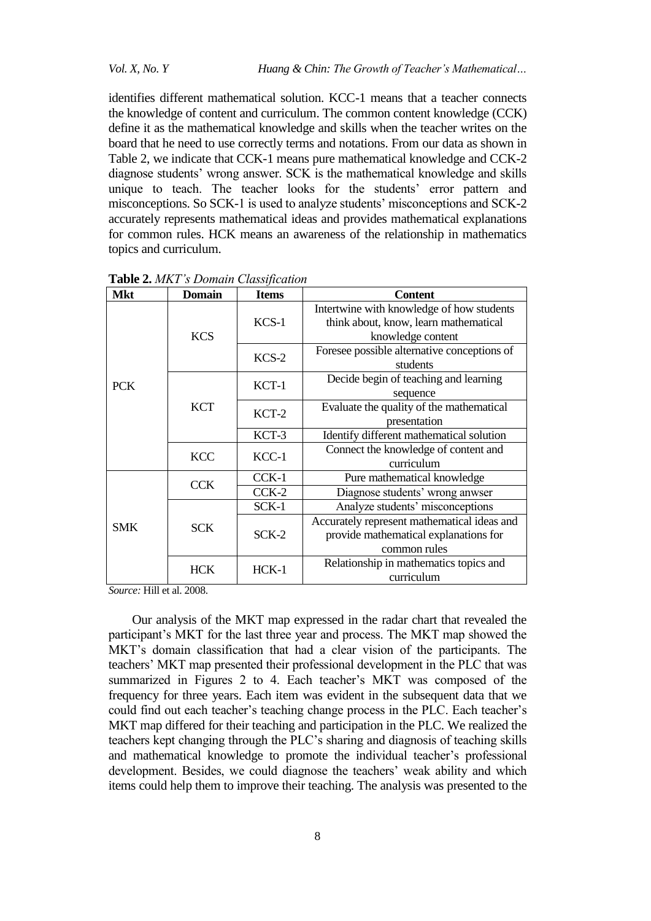identifies different mathematical solution. KCC-1 means that a teacher connects the knowledge of content and curriculum. The common content knowledge (CCK) define it as the mathematical knowledge and skills when the teacher writes on the board that he need to use correctly terms and notations. From our data as shown in Table 2, we indicate that CCK-1 means pure mathematical knowledge and CCK-2 diagnose students' wrong answer. SCK is the mathematical knowledge and skills unique to teach. The teacher looks for the students' error pattern and misconceptions. So SCK-1 is used to analyze students' misconceptions and SCK-2 accurately represents mathematical ideas and provides mathematical explanations for common rules. HCK means an awareness of the relationship in mathematics topics and curriculum.

**Table 2.** *MKT's Domain Classification*

| Mkt | Domain | Items | Content |
|---|---|---|---|
| PCK | KCS | KCS-1 | Intertwine with knowledge of how students think about, know, learn mathematical knowledge content |
| | | KCS-2 | Foresee possible alternative conceptions of students |
| | KCT | KCT-1 | Decide begin of teaching and learning sequence |
| | | KCT-2 | Evaluate the quality of the mathematical presentation |
| | | KCT-3 | Identify different mathematical solution |
| | KCC | KCC-1 | Connect the knowledge of content and curriculum |
| SMK | CCK | CCK-1 | Pure mathematical knowledge |
| | | CCK-2 | Diagnose students' wrong anwser |
| | SCK | SCK-1 | Analyze students' misconceptions |
| | | SCK-2 | Accurately represent mathematical ideas and provide mathematical explanations for common rules |
| | HCK | HCK-1 | Relationship in mathematics topics and curriculum |

*Source:* Hill et al. 2008.

Our analysis of the MKT map expressed in the radar chart that revealed the participant's MKT for the last three year and process. The MKT map showed the MKT's domain classification that had a clear vision of the participants. The teachers' MKT map presented their professional development in the PLC that was summarized in Figures 2 to 4. Each teacher's MKT was composed of the frequency for three years. Each item was evident in the subsequent data that we could find out each teacher's teaching change process in the PLC. Each teacher's MKT map differed for their teaching and participation in the PLC. We realized the teachers kept changing through the PLC's sharing and diagnosis of teaching skills and mathematical knowledge to promote the individual teacher's professional development. Besides, we could diagnose the teachers' weak ability and which items could help them to improve their teaching. The analysis was presented to the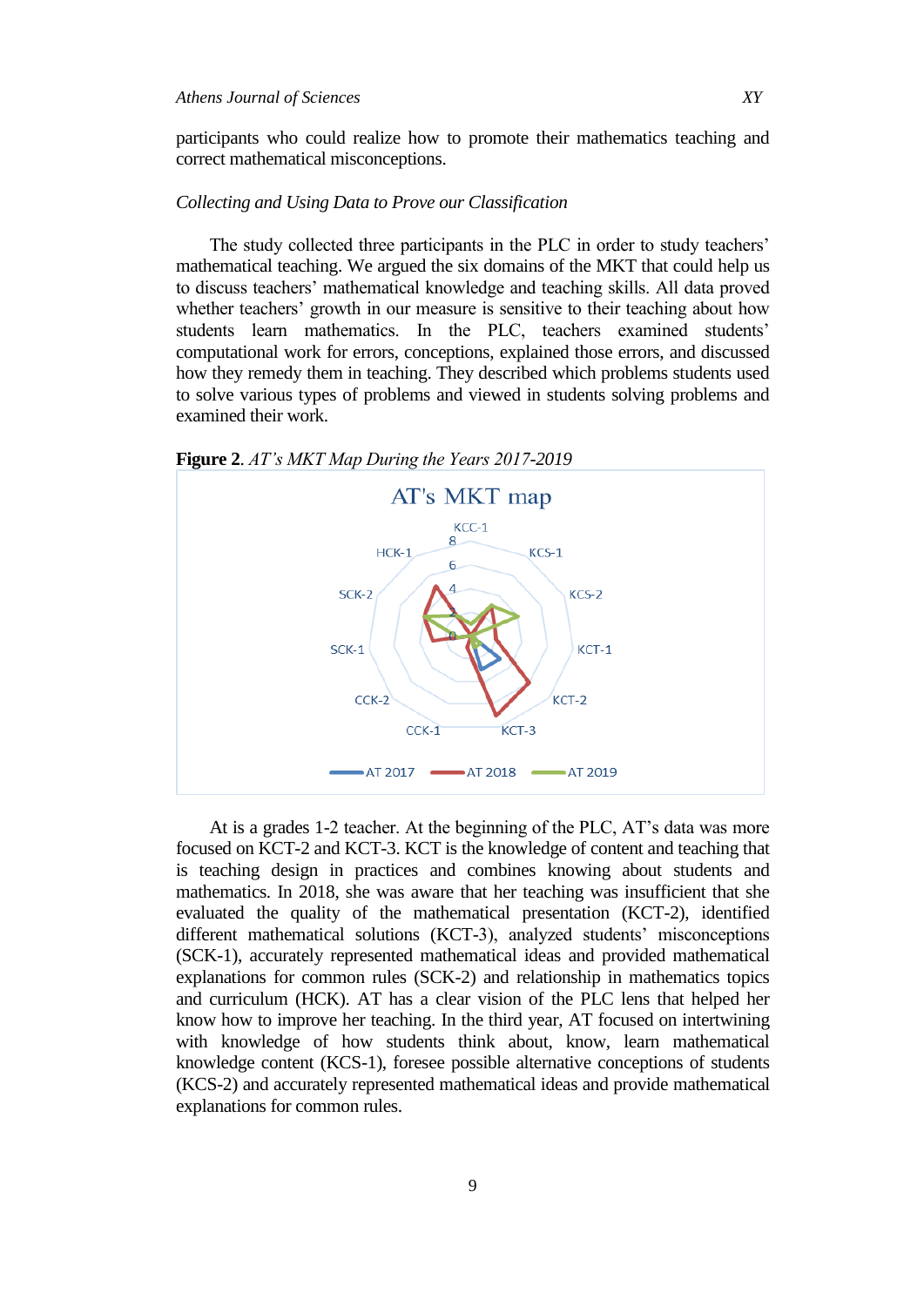participants who could realize how to promote their mathematics teaching and correct mathematical misconceptions.

*Collecting and Using Data to Prove our Classification*

The study collected three participants in the PLC in order to study teachers' mathematical teaching. We argued the six domains of the MKT that could help us to discuss teachers' mathematical knowledge and teaching skills. All data proved whether teachers' growth in our measure is sensitive to their teaching about how students learn mathematics. In the PLC, teachers examined students' computational work for errors, conceptions, explained those errors, and discussed how they remedy them in teaching. They described which problems students used to solve various types of problems and viewed in students solving problems and examined their work.

**Figure 2**. *AT's MKT Map During the Years 2017-2019*

At is a grades 1-2 teacher. At the beginning of the PLC, AT's data was more focused on KCT-2 and KCT-3. KCT is the knowledge of content and teaching that is teaching design in practices and combines knowing about students and mathematics. In 2018, she was aware that her teaching was insufficient that she evaluated the quality of the mathematical presentation (KCT-2), identified different mathematical solutions (KCT-3), analyzed students' misconceptions (SCK-1), accurately represented mathematical ideas and provided mathematical explanations for common rules (SCK-2) and relationship in mathematics topics and curriculum (HCK). AT has a clear vision of the PLC lens that helped her know how to improve her teaching. In the third year, AT focused on intertwining with knowledge of how students think about, know, learn mathematical knowledge content (KCS-1), foresee possible alternative conceptions of students (KCS-2) and accurately represented mathematical ideas and provide mathematical explanations for common rules.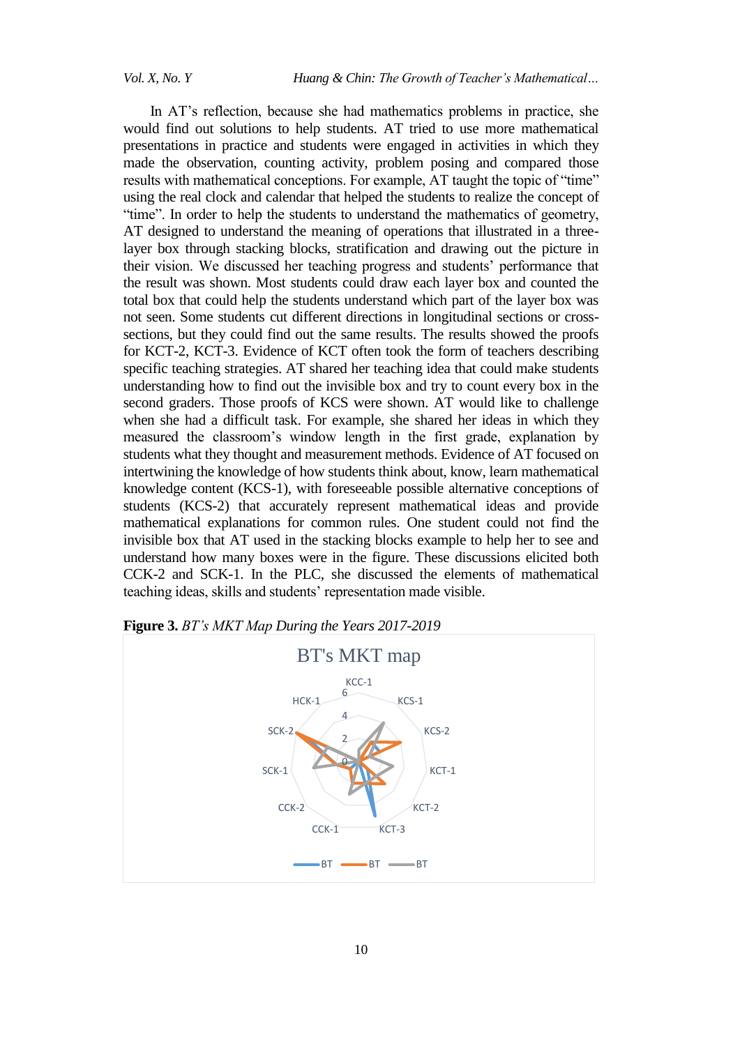In AT's reflection, because she had mathematics problems in practice, she would find out solutions to help students. AT tried to use more mathematical presentations in practice and students were engaged in activities in which they made the observation, counting activity, problem posing and compared those results with mathematical conceptions. For example, AT taught the topic of "time" using the real clock and calendar that helped the students to realize the concept of "time". In order to help the students to understand the mathematics of geometry, AT designed to understand the meaning of operations that illustrated in a three-layer box through stacking blocks, stratification and drawing out the picture in their vision. We discussed her teaching progress and students' performance that the result was shown. Most students could draw each layer box and counted the total box that could help the students understand which part of the layer box was not seen. Some students cut different directions in longitudinal sections or cross-sections, but they could find out the same results. The results showed the proofs for KCT-2, KCT-3. Evidence of KCT often took the form of teachers describing specific teaching strategies. AT shared her teaching idea that could make students understanding how to find out the invisible box and try to count every box in the second graders. Those proofs of KCS were shown. AT would like to challenge when she had a difficult task. For example, she shared her ideas in which they measured the classroom's window length in the first grade, explanation by students what they thought and measurement methods. Evidence of AT focused on intertwining the knowledge of how students think about, know, learn mathematical knowledge content (KCS-1), with foreseeable possible alternative conceptions of students (KCS-2) that accurately represent mathematical ideas and provide mathematical explanations for common rules. One student could not find the invisible box that AT used in the stacking blocks example to help her to see and understand how many boxes were in the figure. These discussions elicited both CCK-2 and SCK-1. In the PLC, she discussed the elements of mathematical teaching ideas, skills and students' representation made visible.

**Figure 3.** *BT's MKT Map During the Years 2017-2019*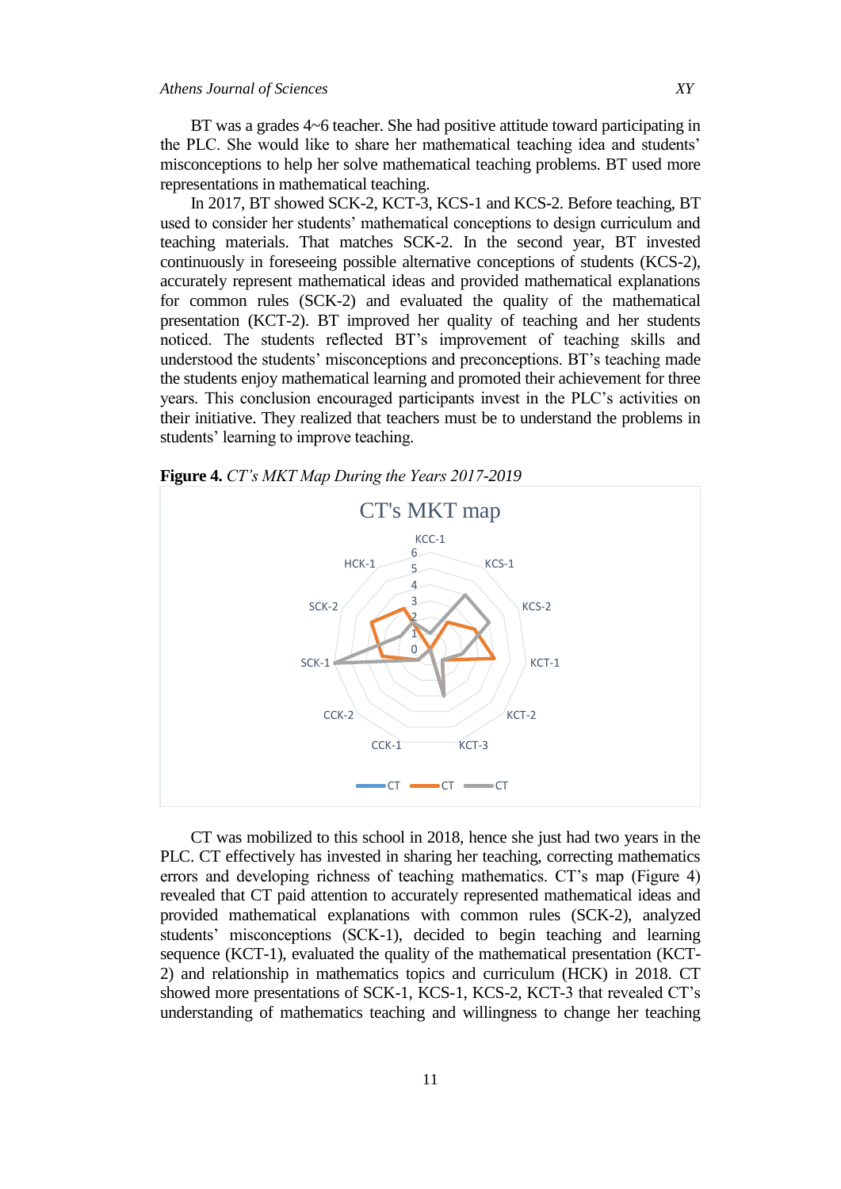BT was a grades 4~6 teacher. She had positive attitude toward participating in the PLC. She would like to share her mathematical teaching idea and students' misconceptions to help her solve mathematical teaching problems. BT used more representations in mathematical teaching.

In 2017, BT showed SCK-2, KCT-3, KCS-1 and KCS-2. Before teaching, BT used to consider her students' mathematical conceptions to design curriculum and teaching materials. That matches SCK-2. In the second year, BT invested continuously in foreseeing possible alternative conceptions of students (KCS-2), accurately represent mathematical ideas and provided mathematical explanations for common rules (SCK-2) and evaluated the quality of the mathematical presentation (KCT-2). BT improved her quality of teaching and her students noticed. The students reflected BT's improvement of teaching skills and understood the students' misconceptions and preconceptions. BT's teaching made the students enjoy mathematical learning and promoted their achievement for three years. This conclusion encouraged participants invest in the PLC's activities on their initiative. They realized that teachers must be to understand the problems in students' learning to improve teaching.

**Figure 4.** *CT's MKT Map During the Years 2017-2019*

CT was mobilized to this school in 2018, hence she just had two years in the PLC. CT effectively has invested in sharing her teaching, correcting mathematics errors and developing richness of teaching mathematics. CT's map (Figure 4) revealed that CT paid attention to accurately represented mathematical ideas and provided mathematical explanations with common rules (SCK-2), analyzed students' misconceptions (SCK-1), decided to begin teaching and learning sequence (KCT-1), evaluated the quality of the mathematical presentation (KCT-2) and relationship in mathematics topics and curriculum (HCK) in 2018. CT showed more presentations of SCK-1, KCS-1, KCS-2, KCT-3 that revealed CT's understanding of mathematics teaching and willingness to change her teaching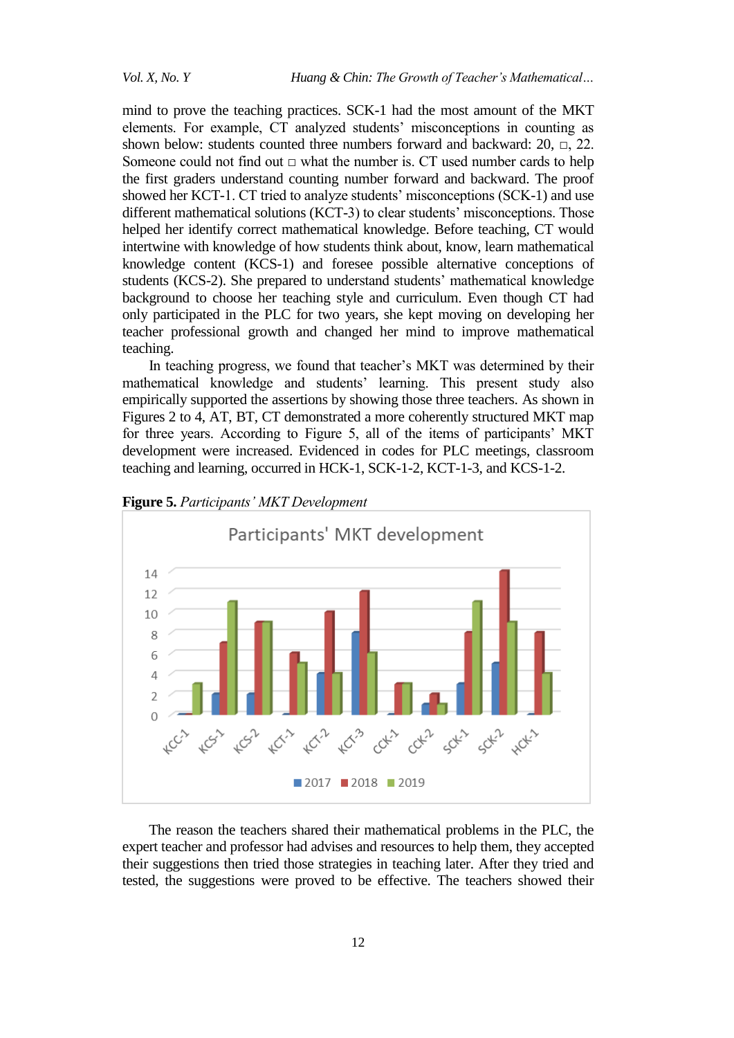mind to prove the teaching practices. SCK-1 had the most amount of the MKT elements. For example, CT analyzed students' misconceptions in counting as shown below: students counted three numbers forward and backward: 20, □, 22. Someone could not find out □ what the number is. CT used number cards to help the first graders understand counting number forward and backward. The proof showed her KCT-1. CT tried to analyze students' misconceptions (SCK-1) and use different mathematical solutions (KCT-3) to clear students' misconceptions. Those helped her identify correct mathematical knowledge. Before teaching, CT would intertwine with knowledge of how students think about, know, learn mathematical knowledge content (KCS-1) and foresee possible alternative conceptions of students (KCS-2). She prepared to understand students' mathematical knowledge background to choose her teaching style and curriculum. Even though CT had only participated in the PLC for two years, she kept moving on developing her teacher professional growth and changed her mind to improve mathematical teaching.

In teaching progress, we found that teacher's MKT was determined by their mathematical knowledge and students' learning. This present study also empirically supported the assertions by showing those three teachers. As shown in Figures 2 to 4, AT, BT, CT demonstrated a more coherently structured MKT map for three years. According to Figure 5, all of the items of participants' MKT development were increased. Evidenced in codes for PLC meetings, classroom teaching and learning, occurred in HCK-1, SCK-1-2, KCT-1-3, and KCS-1-2.

**Figure 5.** *Participants' MKT Development*

The reason the teachers shared their mathematical problems in the PLC, the expert teacher and professor had advises and resources to help them, they accepted their suggestions then tried those strategies in teaching later. After they tried and tested, the suggestions were proved to be effective. The teachers showed their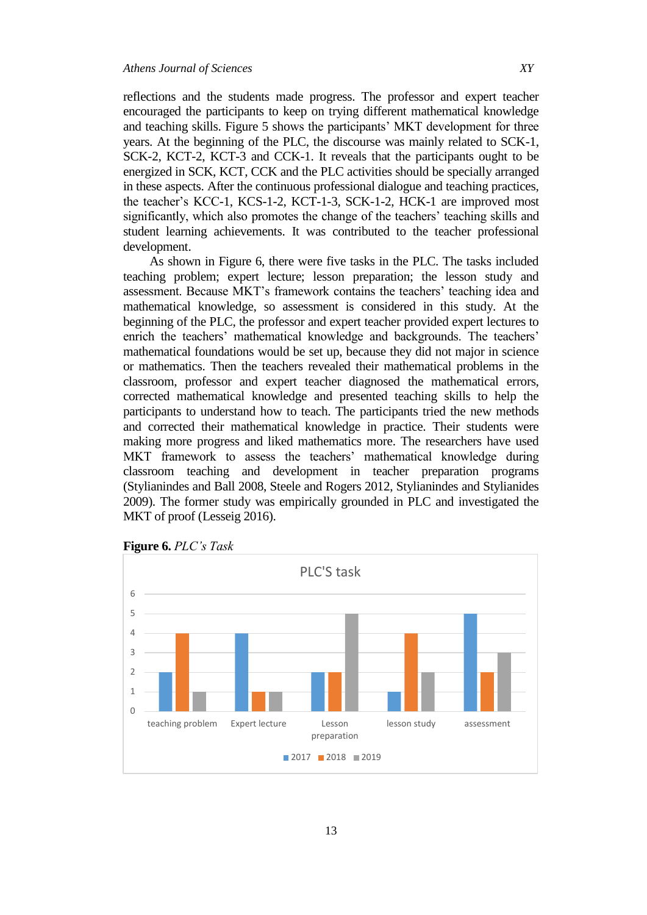reflections and the students made progress. The professor and expert teacher encouraged the participants to keep on trying different mathematical knowledge and teaching skills. Figure 5 shows the participants' MKT development for three years. At the beginning of the PLC, the discourse was mainly related to SCK-1, SCK-2, KCT-2, KCT-3 and CCK-1. It reveals that the participants ought to be energized in SCK, KCT, CCK and the PLC activities should be specially arranged in these aspects. After the continuous professional dialogue and teaching practices, the teacher's KCC-1, KCS-1-2, KCT-1-3, SCK-1-2, HCK-1 are improved most significantly, which also promotes the change of the teachers' teaching skills and student learning achievements. It was contributed to the teacher professional development.

As shown in Figure 6, there were five tasks in the PLC. The tasks included teaching problem; expert lecture; lesson preparation; the lesson study and assessment. Because MKT's framework contains the teachers' teaching idea and mathematical knowledge, so assessment is considered in this study. At the beginning of the PLC, the professor and expert teacher provided expert lectures to enrich the teachers' mathematical knowledge and backgrounds. The teachers' mathematical foundations would be set up, because they did not major in science or mathematics. Then the teachers revealed their mathematical problems in the classroom, professor and expert teacher diagnosed the mathematical errors, corrected mathematical knowledge and presented teaching skills to help the participants to understand how to teach. The participants tried the new methods and corrected their mathematical knowledge in practice. Their students were making more progress and liked mathematics more. The researchers have used MKT framework to assess the teachers' mathematical knowledge during classroom teaching and development in teacher preparation programs (Stylianindes and Ball 2008, Steele and Rogers 2012, Stylianindes and Stylianides 2009). The former study was empirically grounded in PLC and investigated the MKT of proof (Lesseig 2016).

**Figure 6.** *PLC's Task*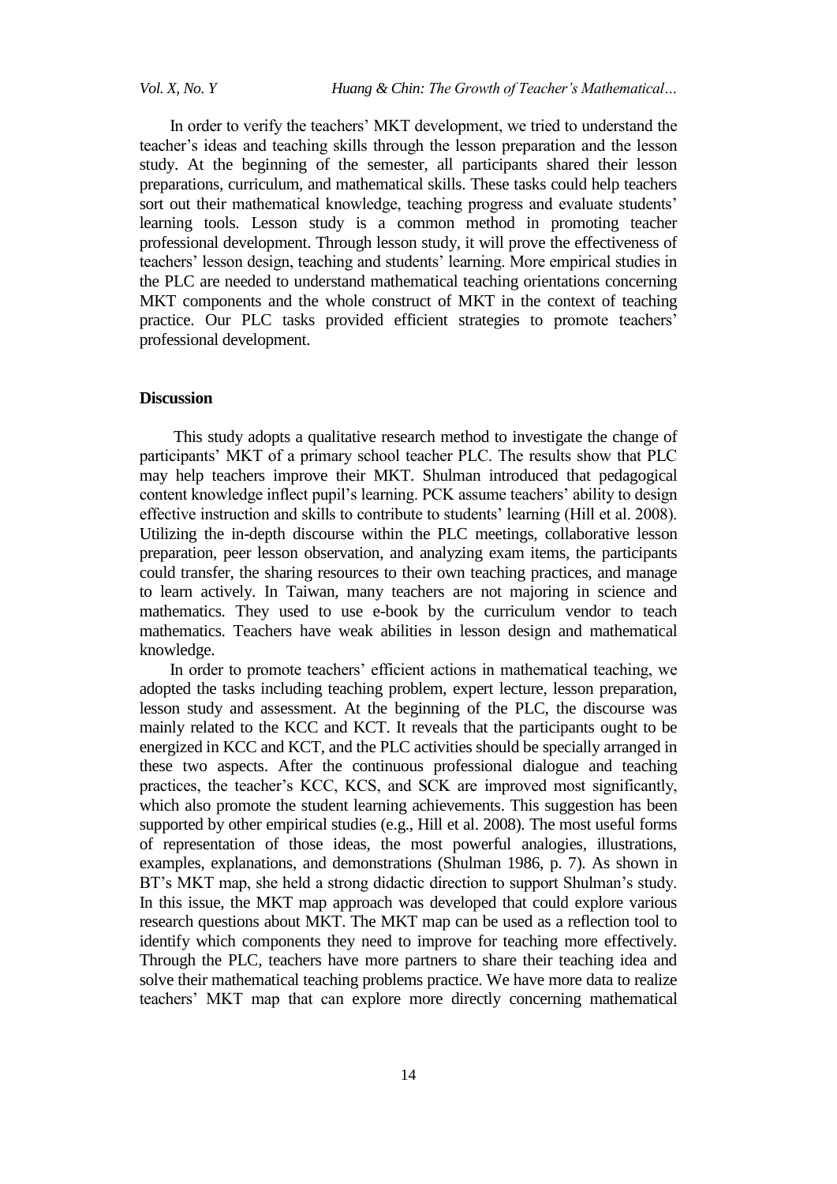In order to verify the teachers' MKT development, we tried to understand the teacher's ideas and teaching skills through the lesson preparation and the lesson study. At the beginning of the semester, all participants shared their lesson preparations, curriculum, and mathematical skills. These tasks could help teachers sort out their mathematical knowledge, teaching progress and evaluate students' learning tools. Lesson study is a common method in promoting teacher professional development. Through lesson study, it will prove the effectiveness of teachers' lesson design, teaching and students' learning. More empirical studies in the PLC are needed to understand mathematical teaching orientations concerning MKT components and the whole construct of MKT in the context of teaching practice. Our PLC tasks provided efficient strategies to promote teachers' professional development.

## Discussion

This study adopts a qualitative research method to investigate the change of participants' MKT of a primary school teacher PLC. The results show that PLC may help teachers improve their MKT. Shulman introduced that pedagogical content knowledge inflect pupil's learning. PCK assume teachers' ability to design effective instruction and skills to contribute to students' learning (Hill et al. 2008). Utilizing the in-depth discourse within the PLC meetings, collaborative lesson preparation, peer lesson observation, and analyzing exam items, the participants could transfer, the sharing resources to their own teaching practices, and manage to learn actively. In Taiwan, many teachers are not majoring in science and mathematics. They used to use e-book by the curriculum vendor to teach mathematics. Teachers have weak abilities in lesson design and mathematical knowledge.

In order to promote teachers' efficient actions in mathematical teaching, we adopted the tasks including teaching problem, expert lecture, lesson preparation, lesson study and assessment. At the beginning of the PLC, the discourse was mainly related to the KCC and KCT. It reveals that the participants ought to be energized in KCC and KCT, and the PLC activities should be specially arranged in these two aspects. After the continuous professional dialogue and teaching practices, the teacher's KCC, KCS, and SCK are improved most significantly, which also promote the student learning achievements. This suggestion has been supported by other empirical studies (e.g., Hill et al. 2008). The most useful forms of representation of those ideas, the most powerful analogies, illustrations, examples, explanations, and demonstrations (Shulman 1986, p. 7). As shown in BT's MKT map, she held a strong didactic direction to support Shulman's study. In this issue, the MKT map approach was developed that could explore various research questions about MKT. The MKT map can be used as a reflection tool to identify which components they need to improve for teaching more effectively. Through the PLC, teachers have more partners to share their teaching idea and solve their mathematical teaching problems practice. We have more data to realize teachers' MKT map that can explore more directly concerning mathematical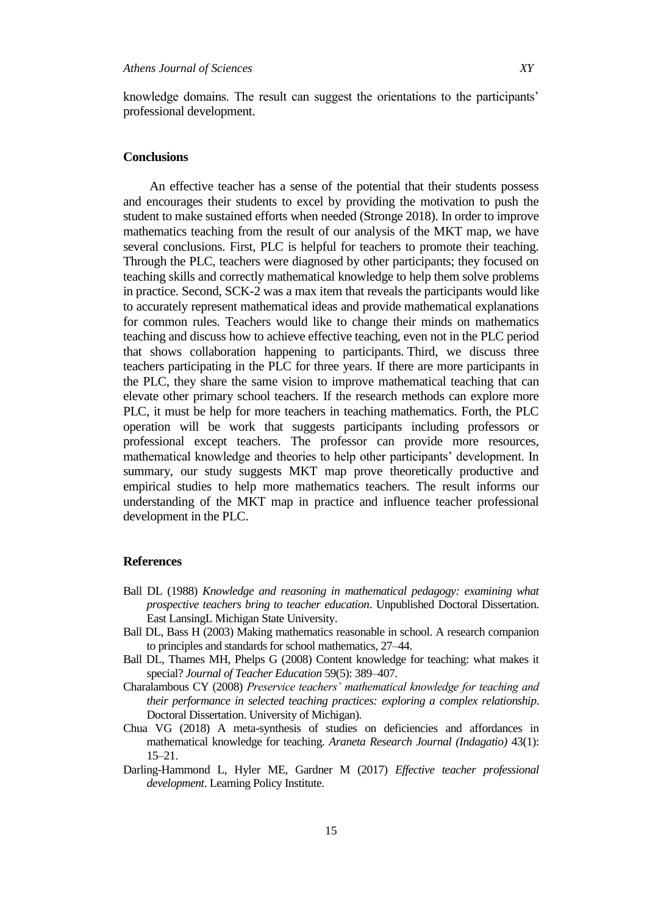knowledge domains. The result can suggest the orientations to the participants' professional development.

## Conclusions

An effective teacher has a sense of the potential that their students possess and encourages their students to excel by providing the motivation to push the student to make sustained efforts when needed (Stronge 2018). In order to improve mathematics teaching from the result of our analysis of the MKT map, we have several conclusions. First, PLC is helpful for teachers to promote their teaching. Through the PLC, teachers were diagnosed by other participants; they focused on teaching skills and correctly mathematical knowledge to help them solve problems in practice. Second, SCK-2 was a max item that reveals the participants would like to accurately represent mathematical ideas and provide mathematical explanations for common rules. Teachers would like to change their minds on mathematics teaching and discuss how to achieve effective teaching, even not in the PLC period that shows collaboration happening to participants. Third, we discuss three teachers participating in the PLC for three years. If there are more participants in the PLC, they share the same vision to improve mathematical teaching that can elevate other primary school teachers. If the research methods can explore more PLC, it must be help for more teachers in teaching mathematics. Forth, the PLC operation will be work that suggests participants including professors or professional except teachers. The professor can provide more resources, mathematical knowledge and theories to help other participants' development. In summary, our study suggests MKT map prove theoretically productive and empirical studies to help more mathematics teachers. The result informs our understanding of the MKT map in practice and influence teacher professional development in the PLC.

## References

Ball DL (1988) *Knowledge and reasoning in mathematical pedagogy: examining what prospective teachers bring to teacher education*. Unpublished Doctoral Dissertation. East LansingL Michigan State University.

Ball DL, Bass H (2003) Making mathematics reasonable in school. A research companion to principles and standards for school mathematics, 27–44.

Ball DL, Thames MH, Phelps G (2008) Content knowledge for teaching: what makes it special? *Journal of Teacher Education* 59(5): 389–407.

Charalambous CY (2008) *Preservice teachers' mathematical knowledge for teaching and their performance in selected teaching practices: exploring a complex relationship*. Doctoral Dissertation. University of Michigan).

Chua VG (2018) A meta-synthesis of studies on deficiencies and affordances in mathematical knowledge for teaching. *Araneta Research Journal (Indagatio)* 43(1): 15–21.

Darling-Hammond L, Hyler ME, Gardner M (2017) *Effective teacher professional development*. Learning Policy Institute.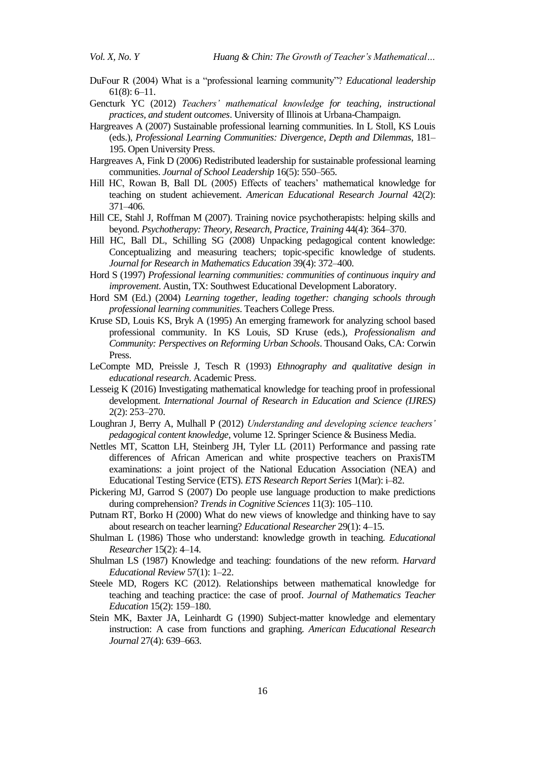DuFour R (2004) What is a "professional learning community"? *Educational leadership* 61(8): 6–11.

Gencturk YC (2012) *Teachers' mathematical knowledge for teaching, instructional practices, and student outcomes*. University of Illinois at Urbana-Champaign.

Hargreaves A (2007) Sustainable professional learning communities. In L Stoll, KS Louis (eds.), *Professional Learning Communities: Divergence, Depth and Dilemmas*, 181–195. Open University Press.

Hargreaves A, Fink D (2006) Redistributed leadership for sustainable professional learning communities. *Journal of School Leadership* 16(5): 550–565.

Hill HC, Rowan B, Ball DL (2005) Effects of teachers' mathematical knowledge for teaching on student achievement. *American Educational Research Journal* 42(2): 371–406.

Hill CE, Stahl J, Roffman M (2007). Training novice psychotherapists: helping skills and beyond. *Psychotherapy: Theory, Research, Practice, Training* 44(4): 364–370.

Hill HC, Ball DL, Schilling SG (2008) Unpacking pedagogical content knowledge: Conceptualizing and measuring teachers; topic-specific knowledge of students. *Journal for Research in Mathematics Education* 39(4): 372–400.

Hord S (1997) *Professional learning communities: communities of continuous inquiry and improvement*. Austin, TX: Southwest Educational Development Laboratory.

Hord SM (Ed.) (2004) *Learning together, leading together: changing schools through professional learning communities*. Teachers College Press.

Kruse SD, Louis KS, Bryk A (1995) An emerging framework for analyzing school based professional community. In KS Louis, SD Kruse (eds.), *Professionalism and Community: Perspectives on Reforming Urban Schools*. Thousand Oaks, CA: Corwin Press.

LeCompte MD, Preissle J, Tesch R (1993) *Ethnography and qualitative design in educational research*. Academic Press.

Lesseig K (2016) Investigating mathematical knowledge for teaching proof in professional development. *International Journal of Research in Education and Science (IJRES)* 2(2): 253–270.

Loughran J, Berry A, Mulhall P (2012) *Understanding and developing science teachers' pedagogical content knowledge*, volume 12. Springer Science & Business Media.

Nettles MT, Scatton LH, Steinberg JH, Tyler LL (2011) Performance and passing rate differences of African American and white prospective teachers on PraxisTM examinations: a joint project of the National Education Association (NEA) and Educational Testing Service (ETS). *ETS Research Report Series* 1(Mar): i–82.

Pickering MJ, Garrod S (2007) Do people use language production to make predictions during comprehension? *Trends in Cognitive Sciences* 11(3): 105–110.

Putnam RT, Borko H (2000) What do new views of knowledge and thinking have to say about research on teacher learning? *Educational Researcher* 29(1): 4–15.

Shulman L (1986) Those who understand: knowledge growth in teaching. *Educational Researcher* 15(2): 4–14.

Shulman LS (1987) Knowledge and teaching: foundations of the new reform. *Harvard Educational Review* 57(1): 1–22.

Steele MD, Rogers KC (2012). Relationships between mathematical knowledge for teaching and teaching practice: the case of proof. *Journal of Mathematics Teacher Education* 15(2): 159–180.

Stein MK, Baxter JA, Leinhardt G (1990) Subject-matter knowledge and elementary instruction: A case from functions and graphing. *American Educational Research Journal* 27(4): 639–663.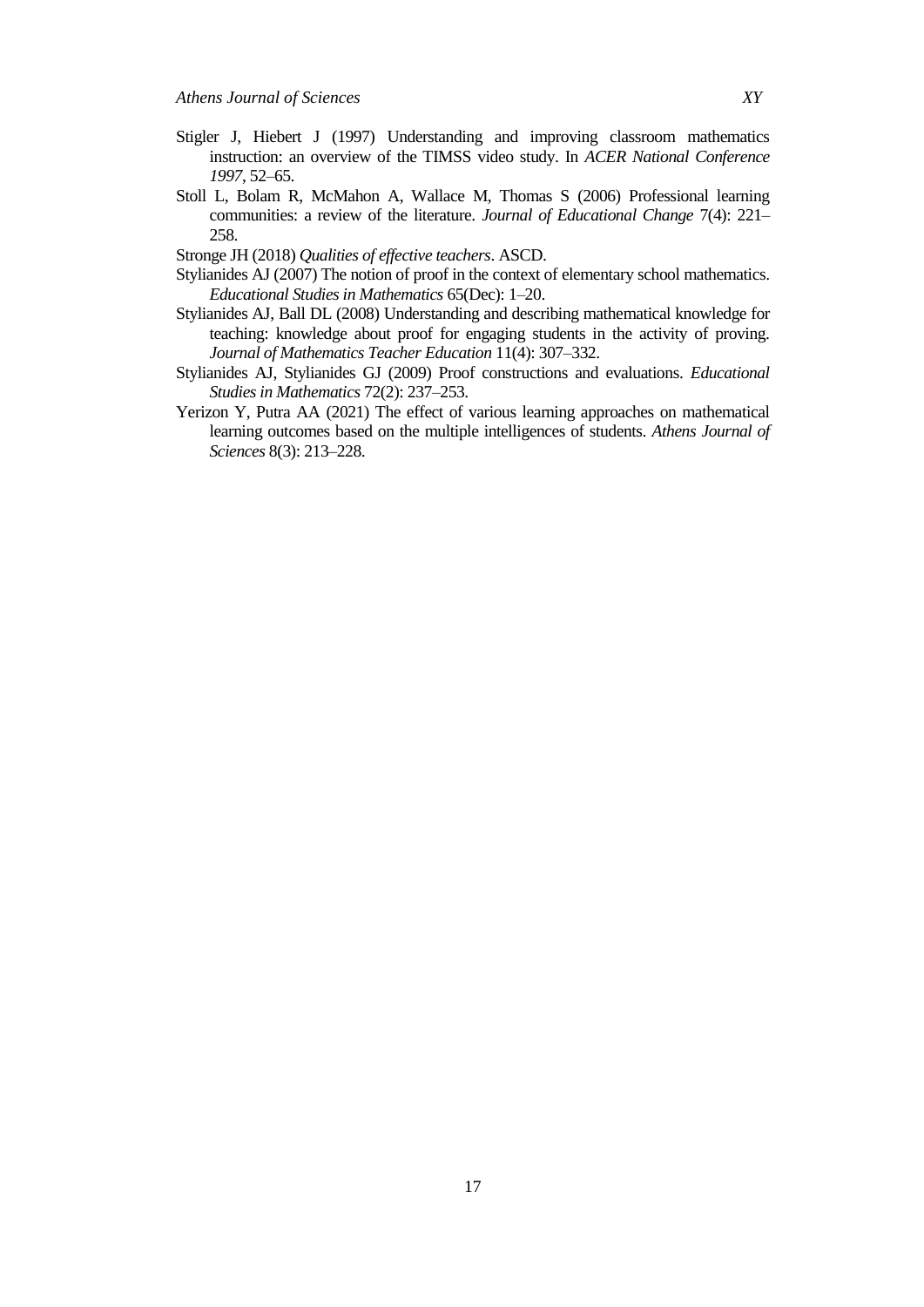Stigler J, Hiebert J (1997) Understanding and improving classroom mathematics instruction: an overview of the TIMSS video study. In *ACER National Conference 1997*, 52–65.

Stoll L, Bolam R, McMahon A, Wallace M, Thomas S (2006) Professional learning communities: a review of the literature. *Journal of Educational Change* 7(4): 221–258.

Stronge JH (2018) *Qualities of effective teachers*. ASCD.

Stylianides AJ (2007) The notion of proof in the context of elementary school mathematics. *Educational Studies in Mathematics* 65(Dec): 1–20.

Stylianides AJ, Ball DL (2008) Understanding and describing mathematical knowledge for teaching: knowledge about proof for engaging students in the activity of proving. *Journal of Mathematics Teacher Education* 11(4): 307–332.

Stylianides AJ, Stylianides GJ (2009) Proof constructions and evaluations. *Educational Studies in Mathematics* 72(2): 237–253.

Yerizon Y, Putra AA (2021) The effect of various learning approaches on mathematical learning outcomes based on the multiple intelligences of students. *Athens Journal of Sciences* 8(3): 213–228.